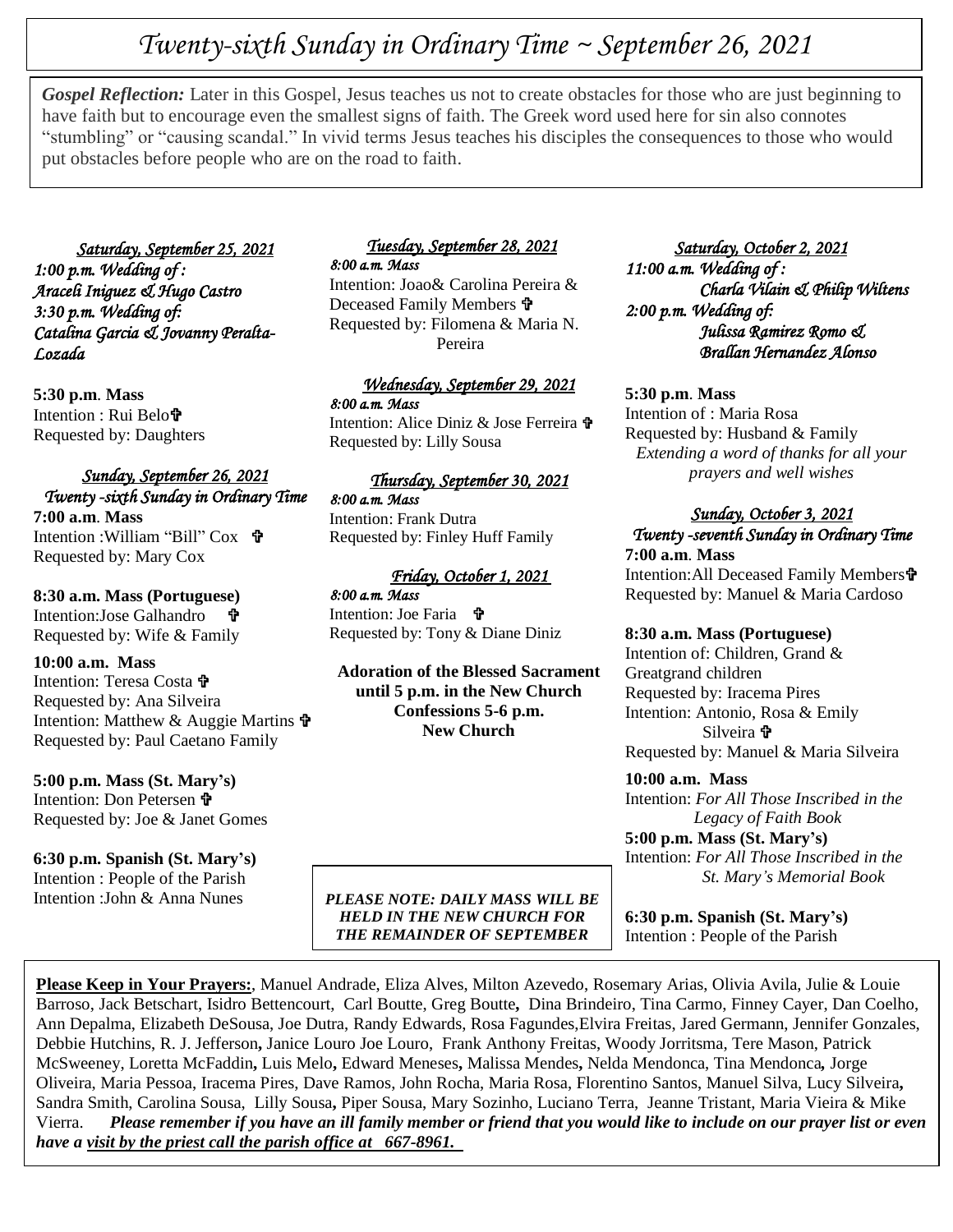# *Twenty-sixth Sunday in Ordinary Time ~ September 26, 2021*

***Gospel Reflection:*** Later in this Gospel, Jesus teaches us not to create obstacles for those who are just beginning to have faith but to encourage even the smallest signs of faith. The Greek word used here for sin also connotes "stumbling" or "causing scandal." In vivid terms Jesus teaches his disciples the consequences to those who would put obstacles before people who are on the road to faith.

***Saturday, September 25, 2021***

*1:00 p.m. Wedding of :*
*Araceli Iniguez & Hugo Castro*
*3:30 p.m. Wedding of:*
*Catalina Garcia & Jovanny Peralta-Lozada*

**5:30 p.m**. **Mass**
Intention : Rui Belo✞
Requested by: Daughters

***Sunday, September 26, 2021***
***Twenty -sixth Sunday in Ordinary Time***

**7:00 a.m**. **Mass**
Intention :William "Bill" Cox ✞
Requested by: Mary Cox

**8:30 a.m. Mass (Portuguese)**
Intention:Jose Galhandro ✞
Requested by: Wife & Family

**10:00 a.m. Mass**
Intention: Teresa Costa ✞
Requested by: Ana Silveira
Intention: Matthew & Auggie Martins ✞
Requested by: Paul Caetano Family

**5:00 p.m. Mass (St. Mary's)**
Intention: Don Petersen ✞
Requested by: Joe & Janet Gomes

**6:30 p.m. Spanish (St. Mary's)**
Intention : People of the Parish
Intention :John & Anna Nunes

***Tuesday, September 28, 2021***

*8:00 a.m. Mass*
Intention: Joao& Carolina Pereira & Deceased Family Members ✞
Requested by: Filomena & Maria N. Pereira

***Wednesday, September 29, 2021***

*8:00 a.m. Mass*
Intention: Alice Diniz & Jose Ferreira ✞
Requested by: Lilly Sousa

***Thursday, September 30, 2021***

*8:00 a.m. Mass*
Intention: Frank Dutra
Requested by: Finley Huff Family

***Friday, October 1, 2021***

*8:00 a.m. Mass*
Intention: Joe Faria ✞
Requested by: Tony & Diane Diniz

**Adoration of the Blessed Sacrament until 5 p.m. in the New Church**
**Confessions 5-6 p.m.**
**New Church**

***PLEASE NOTE: DAILY MASS WILL BE HELD IN THE NEW CHURCH FOR THE REMAINDER OF SEPTEMBER***

***Saturday, October 2, 2021***

*11:00 a.m. Wedding of :*
*Charla Vilain & Philip Wiltens*
*2:00 p.m. Wedding of:*
*Julissa Ramirez Romo & Brallan Hernandez Alonso*

**5:30 p.m**. **Mass**
Intention of : Maria Rosa
Requested by: Husband & Family
*Extending a word of thanks for all your prayers and well wishes*

***Sunday, October 3, 2021***
***Twenty -seventh Sunday in Ordinary Time***

**7:00 a.m**. **Mass**
Intention:All Deceased Family Members✞
Requested by: Manuel & Maria Cardoso

**8:30 a.m. Mass (Portuguese)**
Intention of: Children, Grand & Greatgrand children
Requested by: Iracema Pires
Intention: Antonio, Rosa & Emily Silveira ✞
Requested by: Manuel & Maria Silveira

**10:00 a.m. Mass**
Intention: *For All Those Inscribed in the Legacy of Faith Book*

**5:00 p.m. Mass (St. Mary's)**
Intention: *For All Those Inscribed in the St. Mary's Memorial Book*

**6:30 p.m. Spanish (St. Mary's)**
Intention : People of the Parish

**Please Keep in Your Prayers:**, Manuel Andrade, Eliza Alves, Milton Azevedo, Rosemary Arias, Olivia Avila, Julie & Louie Barroso, Jack Betschart, Isidro Bettencourt, Carl Boutte, Greg Boutte**,** Dina Brindeiro, Tina Carmo, Finney Cayer, Dan Coelho, Ann Depalma, Elizabeth DeSousa, Joe Dutra, Randy Edwards, Rosa Fagundes,Elvira Freitas, Jared Germann, Jennifer Gonzales, Debbie Hutchins, R. J. Jefferson**,** Janice Louro Joe Louro, Frank Anthony Freitas, Woody Jorritsma, Tere Mason, Patrick McSweeney, Loretta McFaddin**,** Luis Melo**,** Edward Meneses**,** Malissa Mendes**,** Nelda Mendonca, Tina Mendonca**,** Jorge Oliveira, Maria Pessoa, Iracema Pires, Dave Ramos, John Rocha, Maria Rosa, Florentino Santos, Manuel Silva, Lucy Silveira**,** Sandra Smith, Carolina Sousa, Lilly Sousa**,** Piper Sousa, Mary Sozinho, Luciano Terra, Jeanne Tristant, Maria Vieira & Mike Vierra. ***Please remember if you have an ill family member or friend that you would like to include on our prayer list or even have a visit by the priest call the parish office at 667-8961.***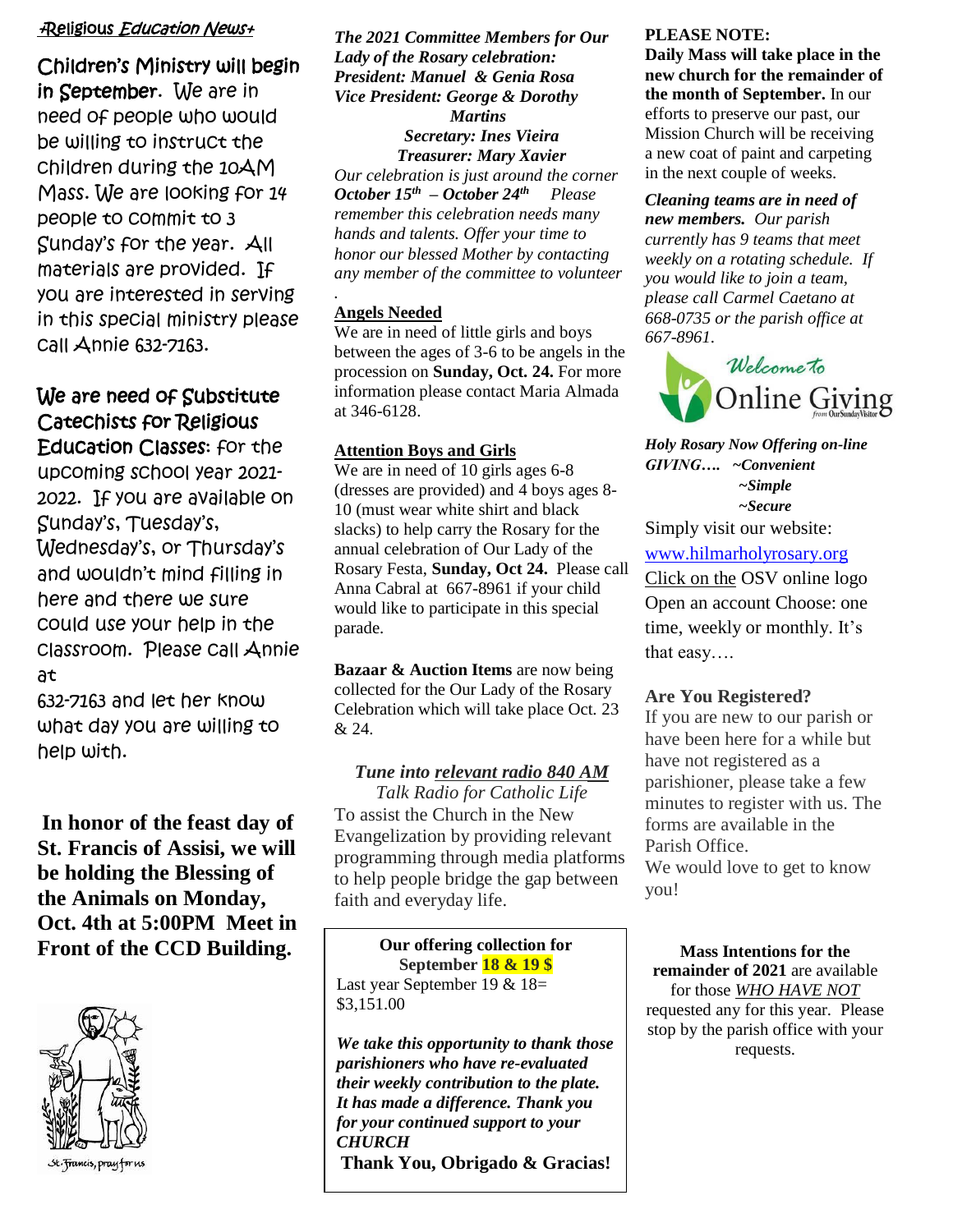# +Religious *Education News*+

**Children's Ministry will begin in September.** We are in need of people who would be willing to instruct the children during the 10AM Mass. We are looking for 14 people to commit to 3 Sunday's for the year. All materials are provided. If you are interested in serving in this special ministry please call Annie 632-7163.

**We are need of Substitute Catechists for Religious Education Classes:** for the upcoming school year 2021-2022. If you are available on Sunday's, Tuesday's, Wednesday's, or Thursday's and wouldn't mind filling in here and there we sure could use your help in the classroom. Please call Annie at 632-7163 and let her know what day you are willing to help with.

**In honor of the feast day of St. Francis of Assisi, we will be holding the Blessing of the Animals on Monday, Oct. 4th at 5:00PM Meet in Front of the CCD Building.**

St. Francis, pray for us

***The 2021 Committee Members for Our Lady of the Rosary celebration:***
***President: Manuel & Genia Rosa***
***Vice President: George & Dorothy Martins***
***Secretary: Ines Vieira***
***Treasurer: Mary Xavier***

*Our celebration is just around the corner* ***October 15th – October 24th*** *Please remember this celebration needs many hands and talents. Offer your time to honor our blessed Mother by contacting any member of the committee to volunteer*

.

**Angels Needed**

We are in need of little girls and boys between the ages of 3-6 to be angels in the procession on **Sunday, Oct. 24.** For more information please contact Maria Almada at 346-6128.

**Attention Boys and Girls**

We are in need of 10 girls ages 6-8 (dresses are provided) and 4 boys ages 8-10 (must wear white shirt and black slacks) to help carry the Rosary for the annual celebration of Our Lady of the Rosary Festa, **Sunday, Oct 24.** Please call Anna Cabral at 667-8961 if your child would like to participate in this special parade.

**Bazaar & Auction Items** are now being collected for the Our Lady of the Rosary Celebration which will take place Oct. 23 & 24.

***Tune into relevant radio 840 AM***
*Talk Radio for Catholic Life*
To assist the Church in the New Evangelization by providing relevant programming through media platforms to help people bridge the gap between faith and everyday life.

**Our offering collection for September 18 & 19 $**
Last year September 19 & 18= $3,151.00

***We take this opportunity to thank those parishioners who have re-evaluated their weekly contribution to the plate. It has made a difference. Thank you for your continued support to your CHURCH***

**Thank You, Obrigado & Gracias!**

**PLEASE NOTE:**
**Daily Mass will take place in the new church for the remainder of the month of September.** In our efforts to preserve our past, our Mission Church will be receiving a new coat of paint and carpeting in the next couple of weeks.

***Cleaning teams are in need of new members.*** *Our parish currently has 9 teams that meet weekly on a rotating schedule. If you would like to join a team, please call Carmel Caetano at 668-0735 or the parish office at 667-8961.*

Welcome to Online Giving from OurSundayVisitor

***Holy Rosary Now Offering on-line GIVING…. ~Convenient ~Simple ~Secure***

Simply visit our website:
www.hilmarholyrosary.org
Click on the OSV online logo
Open an account Choose: one time, weekly or monthly. It's that easy….

**Are You Registered?**

If you are new to our parish or have been here for a while but have not registered as a parishioner, please take a few minutes to register with us. The forms are available in the Parish Office.
We would love to get to know you!

**Mass Intentions for the remainder of 2021** are available for those *WHO HAVE NOT* requested any for this year. Please stop by the parish office with your requests.